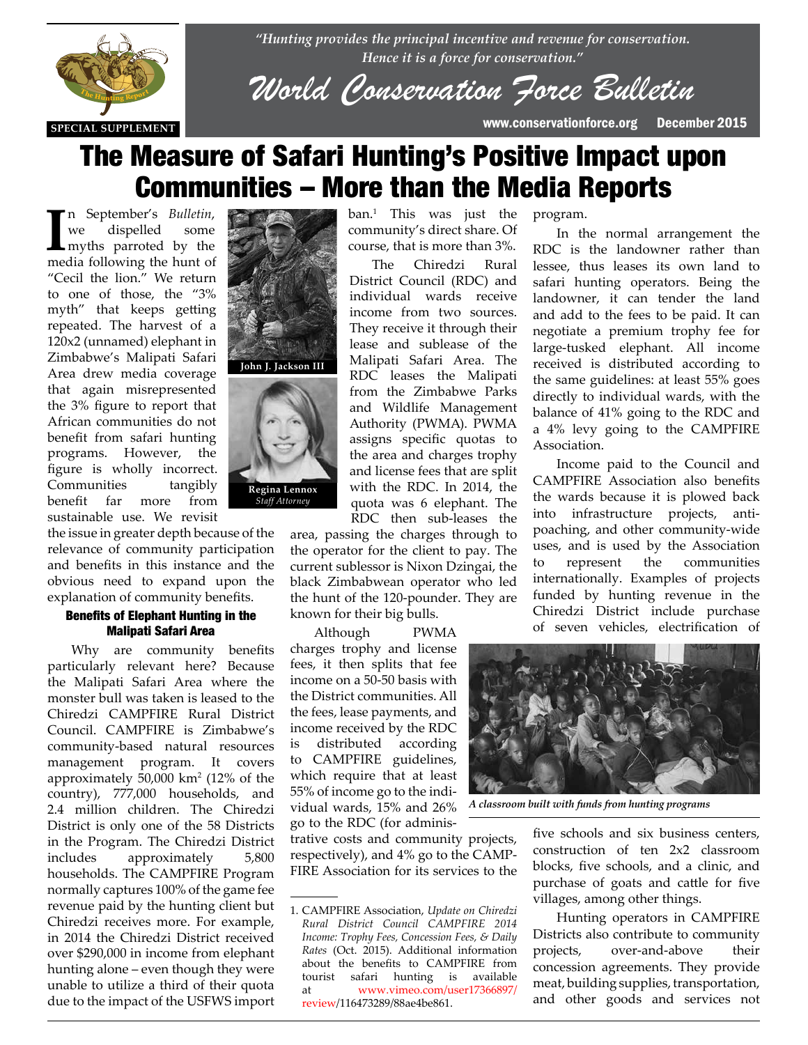*"Hunting provides the principal incentive and revenue for conservation. Hence it is a force for conservation."*

# World Conservation Force Bulletin

SPECIAL SUPPLEMENT

www.conservationforce.org December 2015

# The Measure of Safari Hunting's Positive Impact upon Communities – More than the Media Reports

John J. Jackson III

Regina Lennox
*Staff Attorney*

In September's *Bulletin*, we dispelled some myths parroted by the media following the hunt of "Cecil the lion." We return to one of those, the "3% myth" that keeps getting repeated. The harvest of a 120x2 (unnamed) elephant in Zimbabwe's Malipati Safari Area drew media coverage that again misrepresented the 3% figure to report that African communities do not benefit from safari hunting programs. However, the figure is wholly incorrect. Communities tangibly benefit far more from sustainable use. We revisit the issue in greater depth because of the relevance of community participation and benefits in this instance and the obvious need to expand upon the explanation of community benefits.

### Benefits of Elephant Hunting in the Malipati Safari Area

Why are community benefits particularly relevant here? Because the Malipati Safari Area where the monster bull was taken is leased to the Chiredzi CAMPFIRE Rural District Council. CAMPFIRE is Zimbabwe's community-based natural resources management program. It covers approximately 50,000 km$^2$ (12% of the country), 777,000 households, and 2.4 million children. The Chiredzi District is only one of the 58 Districts in the Program. The Chiredzi District includes approximately 5,800 households. The CAMPFIRE Program normally captures 100% of the game fee revenue paid by the hunting client but Chiredzi receives more. For example, in 2014 the Chiredzi District received over $290,000 in income from elephant hunting alone – even though they were unable to utilize a third of their quota due to the impact of the USFWS import ban.[1] This was just the community's direct share. Of course, that is more than 3%.

The Chiredzi Rural District Council (RDC) and individual wards receive income from two sources. They receive it through their lease and sublease of the Malipati Safari Area. The RDC leases the Malipati from the Zimbabwe Parks and Wildlife Management Authority (PWMA). PWMA assigns specific quotas to the area and charges trophy and license fees that are split with the RDC. In 2014, the quota was 6 elephant. The RDC then sub-leases the area, passing the charges through to the operator for the client to pay. The current sublessor is Nixon Dzingai, the black Zimbabwean operator who led the hunt of the 120-pounder. They are known for their big bulls.

Although PWMA charges trophy and license fees, it then splits that fee income on a 50-50 basis with the District communities. All the fees, lease payments, and income received by the RDC is distributed according to CAMPFIRE guidelines, which require that at least 55% of income go to the individual wards, 15% and 26% go to the RDC (for administrative costs and community projects, respectively), and 4% go to the CAMPFIRE Association for its services to the program.

In the normal arrangement the RDC is the landowner rather than lessee, thus leases its own land to safari hunting operators. Being the landowner, it can tender the land and add to the fees to be paid. It can negotiate a premium trophy fee for large-tusked elephant. All income received is distributed according to the same guidelines: at least 55% goes directly to individual wards, with the balance of 41% going to the RDC and a 4% levy going to the CAMPFIRE Association.

Income paid to the Council and CAMPFIRE Association also benefits the wards because it is plowed back into infrastructure projects, anti-poaching, and other community-wide uses, and is used by the Association to represent the communities internationally. Examples of projects funded by hunting revenue in the Chiredzi District include purchase of seven vehicles, electrification of five schools and six business centers, construction of ten 2x2 classroom blocks, five schools, and a clinic, and purchase of goats and cattle for five villages, among other things.

*A classroom built with funds from hunting programs*

Hunting operators in CAMPFIRE Districts also contribute to community projects, over-and-above their concession agreements. They provide meat, building supplies, transportation, and other goods and services not

---

1. CAMPFIRE Association, *Update on Chiredzi Rural District Council CAMPFIRE 2014 Income: Trophy Fees, Concession Fees, & Daily Rates* (Oct. 2015). Additional information about the benefits to CAMPFIRE from tourist safari hunting is available at www.vimeo.com/user17366897/review/116473289/88ae4be861.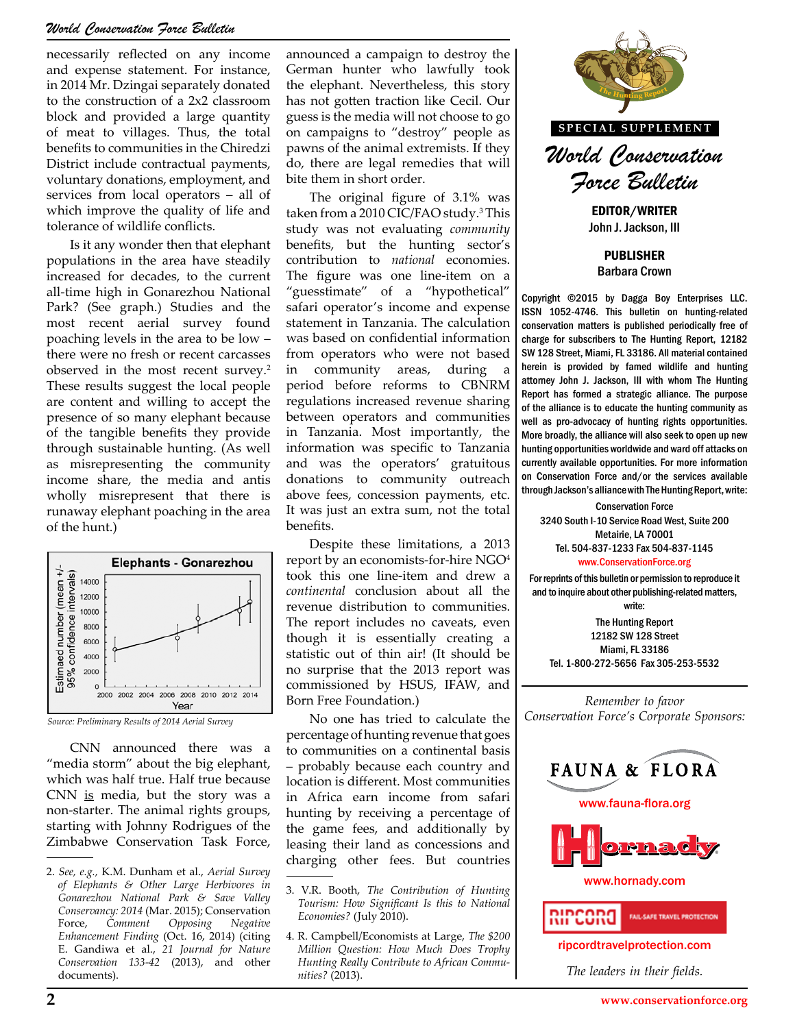necessarily reflected on any income and expense statement. For instance, in 2014 Mr. Dzingai separately donated to the construction of a 2x2 classroom block and provided a large quantity of meat to villages. Thus, the total benefits to communities in the Chiredzi District include contractual payments, voluntary donations, employment, and services from local operators – all of which improve the quality of life and tolerance of wildlife conflicts.

Is it any wonder then that elephant populations in the area have steadily increased for decades, to the current all-time high in Gonarezhou National Park? (See graph.) Studies and the most recent aerial survey found poaching levels in the area to be low – there were no fresh or recent carcasses observed in the most recent survey.[2] These results suggest the local people are content and willing to accept the presence of so many elephant because of the tangible benefits they provide through sustainable hunting. (As well as misrepresenting the community income share, the media and antis wholly misrepresent that there is runaway elephant poaching in the area of the hunt.)

**Elephants - Gonarezhou**

*Source: Preliminary Results of 2014 Aerial Survey*

CNN announced there was a "media storm" about the big elephant, which was half true. Half true because CNN is media, but the story was a non-starter. The animal rights groups, starting with Johnny Rodrigues of the Zimbabwe Conservation Task Force, announced a campaign to destroy the German hunter who lawfully took the elephant. Nevertheless, this story has not gotten traction like Cecil. Our guess is the media will not choose to go on campaigns to "destroy" people as pawns of the animal extremists. If they do, there are legal remedies that will bite them in short order.

The original figure of 3.1% was taken from a 2010 CIC/FAO study.[3] This study was not evaluating *community* benefits, but the hunting sector's contribution to *national* economies. The figure was one line-item on a "guesstimate" of a "hypothetical" safari operator's income and expense statement in Tanzania. The calculation was based on confidential information from operators who were not based in community areas, during a period before reforms to CBNRM regulations increased revenue sharing between operators and communities in Tanzania. Most importantly, the information was specific to Tanzania and was the operators' gratuitous donations to community outreach above fees, concession payments, etc. It was just an extra sum, not the total benefits.

Despite these limitations, a 2013 report by an economists-for-hire NGO[4] took this one line-item and drew a *continental* conclusion about all the revenue distribution to communities. The report includes no caveats, even though it is essentially creating a statistic out of thin air! (It should be no surprise that the 2013 report was commissioned by HSUS, IFAW, and Born Free Foundation.)

No one has tried to calculate the percentage of hunting revenue that goes to communities on a continental basis – probably because each country and location is different. Most communities in Africa earn income from safari hunting by receiving a percentage of the game fees, and additionally by leasing their land as concessions and charging other fees. But countries

---

2. *See, e.g.,* K.M. Dunham et al., *Aerial Survey of Elephants & Other Large Herbivores in Gonarezhou National Park & Save Valley Conservancy: 2014* (Mar. 2015); Conservation Force, *Comment Opposing Negative Enhancement Finding* (Oct. 16, 2014) (citing E. Gandiwa et al., *21 Journal for Nature Conservation* 133-42 (2013), and other documents).

3. V.R. Booth, *The Contribution of Hunting Tourism: How Significant Is this to National Economies?* (July 2010).

4. R. Campbell/Economists at Large, *The $200 Million Question: How Much Does Trophy Hunting Really Contribute to African Communities?* (2013).

---

SPECIAL SUPPLEMENT

# World Conservation Force Bulletin

**EDITOR/WRITER**
John J. Jackson, III

**PUBLISHER**
Barbara Crown

Copyright ©2015 by Dagga Boy Enterprises LLC. ISSN 1052-4746. This bulletin on hunting-related conservation matters is published periodically free of charge for subscribers to The Hunting Report, 12182 SW 128 Street, Miami, FL 33186. All material contained herein is provided by famed wildlife and hunting attorney John J. Jackson, III with whom The Hunting Report has formed a strategic alliance. The purpose of the alliance is to educate the hunting community as well as pro-advocacy of hunting rights opportunities. More broadly, the alliance will also seek to open up new hunting opportunities worldwide and ward off attacks on currently available opportunities. For more information on Conservation Force and/or the services available through Jackson's alliance with The Hunting Report, write:

Conservation Force
3240 South I-10 Service Road West, Suite 200
Metairie, LA 70001
Tel. 504-837-1233 Fax 504-837-1145
www.ConservationForce.org

For reprints of this bulletin or permission to reproduce it and to inquire about other publishing-related matters, write:

The Hunting Report
12182 SW 128 Street
Miami, FL 33186
Tel. 1-800-272-5656 Fax 305-253-5532

*Remember to favor Conservation Force's Corporate Sponsors:*

FAUNA & FLORA
www.fauna-flora.org

Hornady
www.hornady.com

RIPCORD FAIL-SAFE TRAVEL PROTECTION
ripcordtravelprotection.com

*The leaders in their fields.*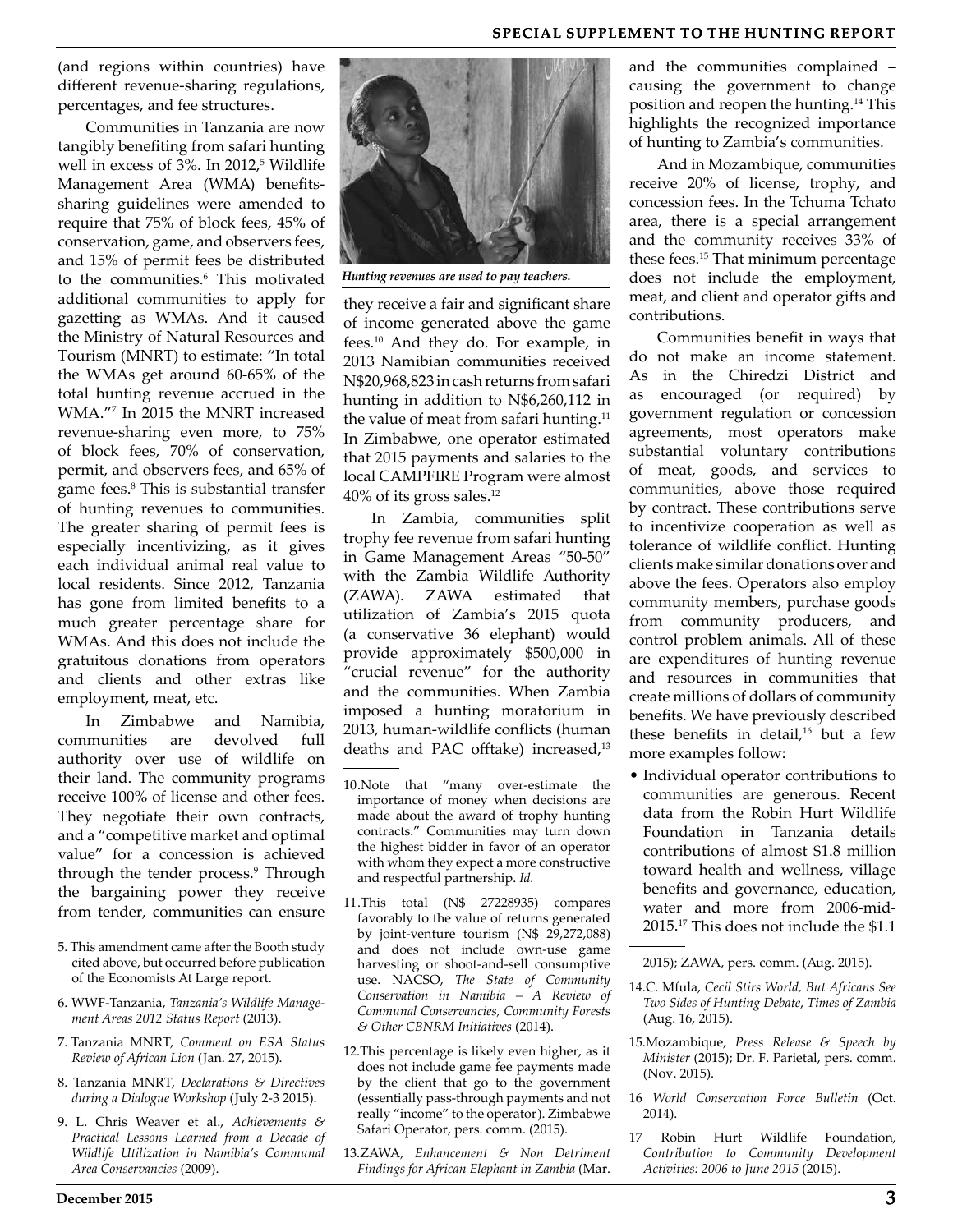(and regions within countries) have different revenue-sharing regulations, percentages, and fee structures.

Communities in Tanzania are now tangibly benefiting from safari hunting well in excess of 3%. In 2012,[5] Wildlife Management Area (WMA) benefits-sharing guidelines were amended to require that 75% of block fees, 45% of conservation, game, and observers fees, and 15% of permit fees be distributed to the communities.[6] This motivated additional communities to apply for gazetting as WMAs. And it caused the Ministry of Natural Resources and Tourism (MNRT) to estimate: "In total the WMAs get around 60-65% of the total hunting revenue accrued in the WMA."[7] In 2015 the MNRT increased revenue-sharing even more, to 75% of block fees, 70% of conservation, permit, and observers fees, and 65% of game fees.[8] This is substantial transfer of hunting revenues to communities. The greater sharing of permit fees is especially incentivizing, as it gives each individual animal real value to local residents. Since 2012, Tanzania has gone from limited benefits to a much greater percentage share for WMAs. And this does not include the gratuitous donations from operators and clients and other extras like employment, meat, etc.

In Zimbabwe and Namibia, communities are devolved full authority over use of wildlife on their land. The community programs receive 100% of license and other fees. They negotiate their own contracts, and a "competitive market and optimal value" for a concession is achieved through the tender process.[9] Through the bargaining power they receive from tender, communities can ensure they receive a fair and significant share of income generated above the game fees.[10] And they do. For example, in 2013 Namibian communities received N$20,968,823 in cash returns from safari hunting in addition to N$6,260,112 in the value of meat from safari hunting.[11] In Zimbabwe, one operator estimated that 2015 payments and salaries to the local CAMPFIRE Program were almost 40% of its gross sales.[12]

*Hunting revenues are used to pay teachers.*

In Zambia, communities split trophy fee revenue from safari hunting in Game Management Areas "50-50" with the Zambia Wildlife Authority (ZAWA). ZAWA estimated that utilization of Zambia's 2015 quota (a conservative 36 elephant) would provide approximately $500,000 in "crucial revenue" for the authority and the communities. When Zambia imposed a hunting moratorium in 2013, human-wildlife conflicts (human deaths and PAC offtake) increased,[13] and the communities complained – causing the government to change position and reopen the hunting.[14] This highlights the recognized importance of hunting to Zambia's communities.

And in Mozambique, communities receive 20% of license, trophy, and concession fees. In the Tchuma Tchato area, there is a special arrangement and the community receives 33% of these fees.[15] That minimum percentage does not include the employment, meat, and client and operator gifts and contributions.

Communities benefit in ways that do not make an income statement. As in the Chiredzi District and as encouraged (or required) by government regulation or concession agreements, most operators make substantial voluntary contributions of meat, goods, and services to communities, above those required by contract. These contributions serve to incentivize cooperation as well as tolerance of wildlife conflict. Hunting clients make similar donations over and above the fees. Operators also employ community members, purchase goods from community producers, and control problem animals. All of these are expenditures of hunting revenue and resources in communities that create millions of dollars of community benefits. We have previously described these benefits in detail,[16] but a few more examples follow:

- Individual operator contributions to communities are generous. Recent data from the Robin Hurt Wildlife Foundation in Tanzania details contributions of almost $1.8 million toward health and wellness, village benefits and governance, education, water and more from 2006-mid-2015.[17] This does not include the $1.1

---

5. This amendment came after the Booth study cited above, but occurred before publication of the Economists At Large report.
6. WWF-Tanzania, *Tanzania's Wildlife Management Areas 2012 Status Report* (2013).
7. Tanzania MNRT, *Comment on ESA Status Review of African Lion* (Jan. 27, 2015).
8. Tanzania MNRT, *Declarations & Directives during a Dialogue Workshop* (July 2-3 2015).
9. L. Chris Weaver et al., *Achievements & Practical Lessons Learned from a Decade of Wildlife Utilization in Namibia's Communal Area Conservancies* (2009).
10. Note that "many over-estimate the importance of money when decisions are made about the award of trophy hunting contracts." Communities may turn down the highest bidder in favor of an operator with whom they expect a more constructive and respectful partnership. *Id.*
11. This total (N$ 27228935) compares favorably to the value of returns generated by joint-venture tourism (N$ 29,272,088) and does not include own-use game harvesting or shoot-and-sell consumptive use. NACSO, *The State of Community Conservation in Namibia – A Review of Communal Conservancies, Community Forests & Other CBNRM Initiatives* (2014).
12. This percentage is likely even higher, as it does not include game fee payments made by the client that go to the government (essentially pass-through payments and not really "income" to the operator). Zimbabwe Safari Operator, pers. comm. (2015).
13. ZAWA, *Enhancement & Non Detriment Findings for African Elephant in Zambia* (Mar. 2015); ZAWA, pers. comm. (Aug. 2015).
14. C. Mfula, *Cecil Stirs World, But Africans See Two Sides of Hunting Debate*, *Times of Zambia* (Aug. 16, 2015).
15. Mozambique, *Press Release & Speech by Minister* (2015); Dr. F. Parietal, pers. comm. (Nov. 2015).
16. *World Conservation Force Bulletin* (Oct. 2014).
17. Robin Hurt Wildlife Foundation, *Contribution to Community Development Activities: 2006 to June 2015* (2015).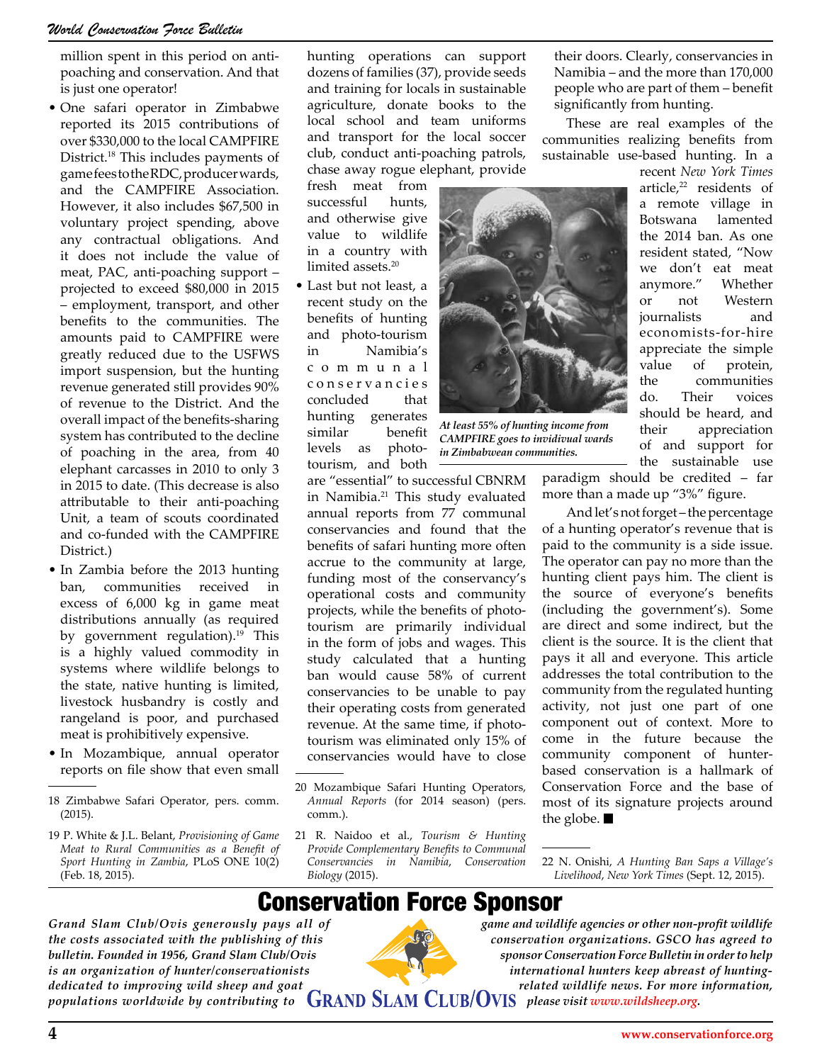million spent in this period on anti-poaching and conservation. And that is just one operator!

- One safari operator in Zimbabwe reported its 2015 contributions of over $330,000 to the local CAMPFIRE District.[18] This includes payments of game fees to the RDC, producer wards, and the CAMPFIRE Association. However, it also includes $67,500 in voluntary project spending, above any contractual obligations. And it does not include the value of meat, PAC, anti-poaching support – projected to exceed $80,000 in 2015 – employment, transport, and other benefits to the communities. The amounts paid to CAMPFIRE were greatly reduced due to the USFWS import suspension, but the hunting revenue generated still provides 90% of revenue to the District. And the overall impact of the benefits-sharing system has contributed to the decline of poaching in the area, from 40 elephant carcasses in 2010 to only 3 in 2015 to date. (This decrease is also attributable to their anti-poaching Unit, a team of scouts coordinated and co-funded with the CAMPFIRE District.)
- In Zambia before the 2013 hunting ban, communities received in excess of 6,000 kg in game meat distributions annually (as required by government regulation).[19] This is a highly valued commodity in systems where wildlife belongs to the state, native hunting is limited, livestock husbandry is costly and rangeland is poor, and purchased meat is prohibitively expensive.
- In Mozambique, annual operator reports on file show that even small hunting operations can support dozens of families (37), provide seeds and training for locals in sustainable agriculture, donate books to the local school and team uniforms and transport for the local soccer club, conduct anti-poaching patrols, chase away rogue elephant, provide fresh meat from successful hunts, and otherwise give value to wildlife in a country with limited assets.[20]
- Last but not least, a recent study on the benefits of hunting and photo-tourism in Namibia's communal conservancies concluded that hunting generates similar benefit levels as photo-tourism, and both are "essential" to successful CBNRM in Namibia.[21] This study evaluated annual reports from 77 communal conservancies and found that the benefits of safari hunting more often accrue to the community at large, funding most of the conservancy's operational costs and community projects, while the benefits of photo-tourism are primarily individual in the form of jobs and wages. This study calculated that a hunting ban would cause 58% of current conservancies to be unable to pay their operating costs from generated revenue. At the same time, if photo-tourism was eliminated only 15% of conservancies would have to close their doors. Clearly, conservancies in Namibia – and the more than 170,000 people who are part of them – benefit significantly from hunting.

*At least 55% of hunting income from CAMPFIRE goes to invidivual wards in Zimbabwean communities.*

These are real examples of the communities realizing benefits from sustainable use-based hunting. In a recent *New York Times* article,[22] residents of a remote village in Botswana lamented the 2014 ban. As one resident stated, "Now we don't eat meat anymore." Whether or not Western journalists and economists-for-hire appreciate the simple value of protein, the communities do. Their voices should be heard, and their appreciation of and support for the sustainable use paradigm should be credited – far more than a made up "3%" figure.

And let's not forget – the percentage of a hunting operator's revenue that is paid to the community is a side issue. The operator can pay no more than the hunting client pays him. The client is the source of everyone's benefits (including the government's). Some are direct and some indirect, but the client is the source. It is the client that pays it all and everyone. This article addresses the total contribution to the community from the regulated hunting activity, not just one part of one component out of context. More to come in the future because the community component of hunter-based conservation is a hallmark of Conservation Force and the base of most of its signature projects around the globe. ■

---

18 Zimbabwe Safari Operator, pers. comm. (2015).

19 P. White & J.L. Belant, *Provisioning of Game Meat to Rural Communities as a Benefit of Sport Hunting in Zambia*, PLoS ONE 10(2) (Feb. 18, 2015).

20 Mozambique Safari Hunting Operators, *Annual Reports* (for 2014 season) (pers. comm.).

21 R. Naidoo et al., *Tourism & Hunting Provide Complementary Benefits to Communal Conservancies in Namibia*, *Conservation Biology* (2015).

22 N. Onishi, *A Hunting Ban Saps a Village's Livelihood*, *New York Times* (Sept. 12, 2015).

## Conservation Force Sponsor

*Grand Slam Club/Ovis generously pays all of the costs associated with the publishing of this bulletin. Founded in 1956, Grand Slam Club/Ovis is an organization of hunter/conservationists dedicated to improving wild sheep and goat populations worldwide by contributing to game and wildlife agencies or other non-profit wildlife conservation organizations. GSCO has agreed to sponsor Conservation Force Bulletin in order to help international hunters keep abreast of hunting-related wildlife news. For more information, please visit www.wildsheep.org.*

GRAND SLAM CLUB/OVIS